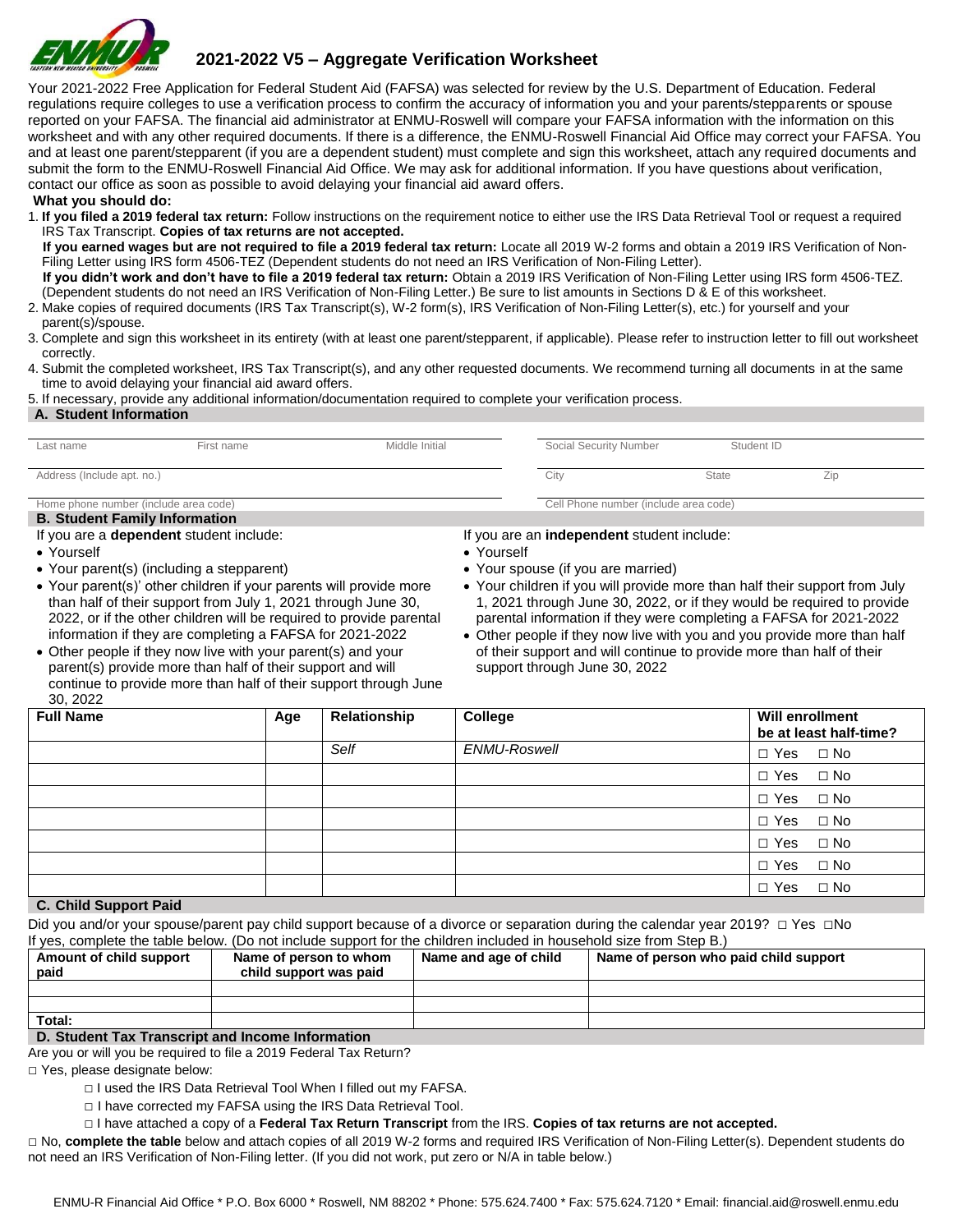# 2021-2022 V5 – Aggregate Verification Worksheet

Your 2021-2022 Free Application for Federal Student Aid (FAFSA) was selected for review by the U.S. Department of Education. Federal regulations require colleges to use a verification process to confirm the accuracy of information you and your parents/stepparents or spouse reported on your FAFSA. The financial aid administrator at ENMU-Roswell will compare your FAFSA information with the information on this worksheet and with any other required documents. If there is a difference, the ENMU-Roswell Financial Aid Office may correct your FAFSA. You and at least one parent/stepparent (if you are a dependent student) must complete and sign this worksheet, attach any required documents and submit the form to the ENMU-Roswell Financial Aid Office. We may ask for additional information. If you have questions about verification, contact our office as soon as possible to avoid delaying your financial aid award offers.

**What you should do:**

1. **If you filed a 2019 federal tax return:** Follow instructions on the requirement notice to either use the IRS Data Retrieval Tool or request a required IRS Tax Transcript. **Copies of tax returns are not accepted.**
   **If you earned wages but are not required to file a 2019 federal tax return:** Locate all 2019 W-2 forms and obtain a 2019 IRS Verification of Non-Filing Letter using IRS form 4506-TEZ (Dependent students do not need an IRS Verification of Non-Filing Letter).
   **If you didn't work and don't have to file a 2019 federal tax return:** Obtain a 2019 IRS Verification of Non-Filing Letter using IRS form 4506-TEZ. (Dependent students do not need an IRS Verification of Non-Filing Letter.) Be sure to list amounts in Sections D & E of this worksheet.
2. Make copies of required documents (IRS Tax Transcript(s), W-2 form(s), IRS Verification of Non-Filing Letter(s), etc.) for yourself and your parent(s)/spouse.
3. Complete and sign this worksheet in its entirety (with at least one parent/stepparent, if applicable). Please refer to instruction letter to fill out worksheet correctly.
4. Submit the completed worksheet, IRS Tax Transcript(s), and any other requested documents. We recommend turning all documents in at the same time to avoid delaying your financial aid award offers.
5. If necessary, provide any additional information/documentation required to complete your verification process.

## A. Student Information

Last name ______ First name ______ Middle Initial ______ Social Security Number ______ Student ID ______

Address (Include apt. no.) ______ City ______ State ______ Zip ______

Home phone number (include area code) ______ Cell Phone number (include area code) ______

## B. Student Family Information

If you are a **dependent** student include:

- Yourself
- Your parent(s) (including a stepparent)
- Your parent(s)' other children if your parents will provide more than half of their support from July 1, 2021 through June 30, 2022, or if the other children will be required to provide parental information if they are completing a FAFSA for 2021-2022
- Other people if they now live with your parent(s) and your parent(s) provide more than half of their support and will continue to provide more than half of their support through June 30, 2022

If you are an **independent** student include:

- Yourself
- Your spouse (if you are married)
- Your children if you will provide more than half their support from July 1, 2021 through June 30, 2022, or if they would be required to provide parental information if they were completing a FAFSA for 2021-2022
- Other people if they now live with you and you provide more than half of their support and will continue to provide more than half of their support through June 30, 2022

| Full Name | Age | Relationship | College | Will enrollment be at least half-time? |
|---|---|---|---|---|
| | | *Self* | *ENMU-Roswell* | □ Yes □ No |
| | | | | □ Yes □ No |
| | | | | □ Yes □ No |
| | | | | □ Yes □ No |
| | | | | □ Yes □ No |
| | | | | □ Yes □ No |
| | | | | □ Yes □ No |

## C. Child Support Paid

Did you and/or your spouse/parent pay child support because of a divorce or separation during the calendar year 2019? □ Yes □No

If yes, complete the table below. (Do not include support for the children included in household size from Step B.)

| Amount of child support paid | Name of person to whom child support was paid | Name and age of child | Name of person who paid child support |
|---|---|---|---|
| | | | |
| | | | |
| Total: | | | |

## D. Student Tax Transcript and Income Information

Are you or will you be required to file a 2019 Federal Tax Return?

□ Yes, please designate below:

- □ I used the IRS Data Retrieval Tool When I filled out my FAFSA.
- □ I have corrected my FAFSA using the IRS Data Retrieval Tool.
- □ I have attached a copy of a **Federal Tax Return Transcript** from the IRS. **Copies of tax returns are not accepted.**

□ No, **complete the table** below and attach copies of all 2019 W-2 forms and required IRS Verification of Non-Filing Letter(s). Dependent students do not need an IRS Verification of Non-Filing letter. (If you did not work, put zero or N/A in table below.)

ENMU-R Financial Aid Office * P.O. Box 6000 * Roswell, NM 88202 * Phone: 575.624.7400 * Fax: 575.624.7120 * Email: financial.aid@roswell.enmu.edu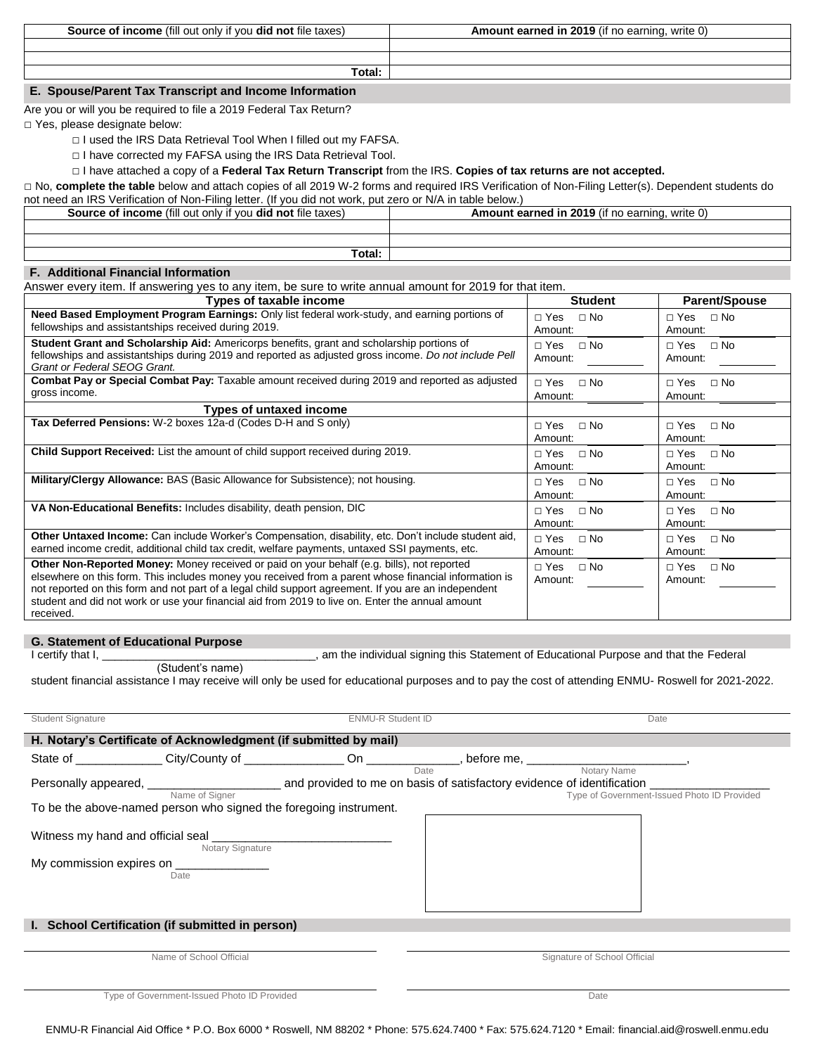| **Source of income** (fill out only if you **did not** file taxes) | **Amount earned in 2019** (if no earning, write 0) |
|---|---|
| | |
| | |
| **Total:** | |

## E. Spouse/Parent Tax Transcript and Income Information

Are you or will you be required to file a 2019 Federal Tax Return?

□ Yes, please designate below:

- □ I used the IRS Data Retrieval Tool When I filled out my FAFSA.
- □ I have corrected my FAFSA using the IRS Data Retrieval Tool.
- □ I have attached a copy of a **Federal Tax Return Transcript** from the IRS. **Copies of tax returns are not accepted.**

□ No, **complete the table** below and attach copies of all 2019 W-2 forms and required IRS Verification of Non-Filing Letter(s). Dependent students do not need an IRS Verification of Non-Filing letter. (If you did not work, put zero or N/A in table below.)

| **Source of income** (fill out only if you **did not** file taxes) | **Amount earned in 2019** (if no earning, write 0) |
|---|---|
| | |
| | |
| **Total:** | |

## F. Additional Financial Information

Answer every item. If answering yes to any item, be sure to write annual amount for 2019 for that item.

| Types of taxable income | Student | Parent/Spouse |
|---|---|---|
| **Need Based Employment Program Earnings:** Only list federal work-study, and earning portions of fellowships and assistantships received during 2019. | □ Yes □ No Amount: ________ | □ Yes □ No Amount: ________ |
| **Student Grant and Scholarship Aid:** Americorps benefits, grant and scholarship portions of fellowships and assistantships during 2019 and reported as adjusted gross income. *Do not include Pell Grant or Federal SEOG Grant.* | □ Yes □ No Amount: ________ | □ Yes □ No Amount: ________ |
| **Combat Pay or Special Combat Pay:** Taxable amount received during 2019 and reported as adjusted gross income. | □ Yes □ No Amount: ________ | □ Yes □ No Amount: ________ |
| **Types of untaxed income** | | |
| **Tax Deferred Pensions:** W-2 boxes 12a-d (Codes D-H and S only) | □ Yes □ No Amount: ________ | □ Yes □ No Amount: ________ |
| **Child Support Received:** List the amount of child support received during 2019. | □ Yes □ No Amount: ________ | □ Yes □ No Amount: ________ |
| **Military/Clergy Allowance:** BAS (Basic Allowance for Subsistence); not housing. | □ Yes □ No Amount: ________ | □ Yes □ No Amount: ________ |
| **VA Non-Educational Benefits:** Includes disability, death pension, DIC | □ Yes □ No Amount: ________ | □ Yes □ No Amount: ________ |
| **Other Untaxed Income:** Can include Worker's Compensation, disability, etc. Don't include student aid, earned income credit, additional child tax credit, welfare payments, untaxed SSI payments, etc. | □ Yes □ No Amount: ________ | □ Yes □ No Amount: ________ |
| **Other Non-Reported Money:** Money received or paid on your behalf (e.g. bills), not reported elsewhere on this form. This includes money you received from a parent whose financial information is not reported on this form and not part of a legal child support agreement. If you are an independent student and did not work or use your financial aid from 2019 to live on. Enter the annual amount received. | □ Yes □ No Amount: ________ | □ Yes □ No Amount: ________ |

## G. Statement of Educational Purpose

I certify that I, ________________________________ (Student's name), am the individual signing this Statement of Educational Purpose and that the Federal student financial assistance I may receive will only be used for educational purposes and to pay the cost of attending ENMU- Roswell for 2021-2022.

| Student Signature | ENMU-R Student ID | Date |
|---|---|---|

## H. Notary's Certificate of Acknowledgment (if submitted by mail)

State of ____________ City/County of ______________ On _____________ (Date), before me, ______________________ (Notary Name),

Personally appeared, ___________________ (Name of Signer) and provided to me on basis of satisfactory evidence of identification _________________ (Type of Government-Issued Photo ID Provided)

To be the above-named person who signed the foregoing instrument.

Witness my hand and official seal __________________________ (Notary Signature)

My commission expires on _____________ (Date)

## I. School Certification (if submitted in person)

| Name of School Official | Signature of School Official |
|---|---|
| Type of Government-Issued Photo ID Provided | Date |

ENMU-R Financial Aid Office * P.O. Box 6000 * Roswell, NM 88202 * Phone: 575.624.7400 * Fax: 575.624.7120 * Email: financial.aid@roswell.enmu.edu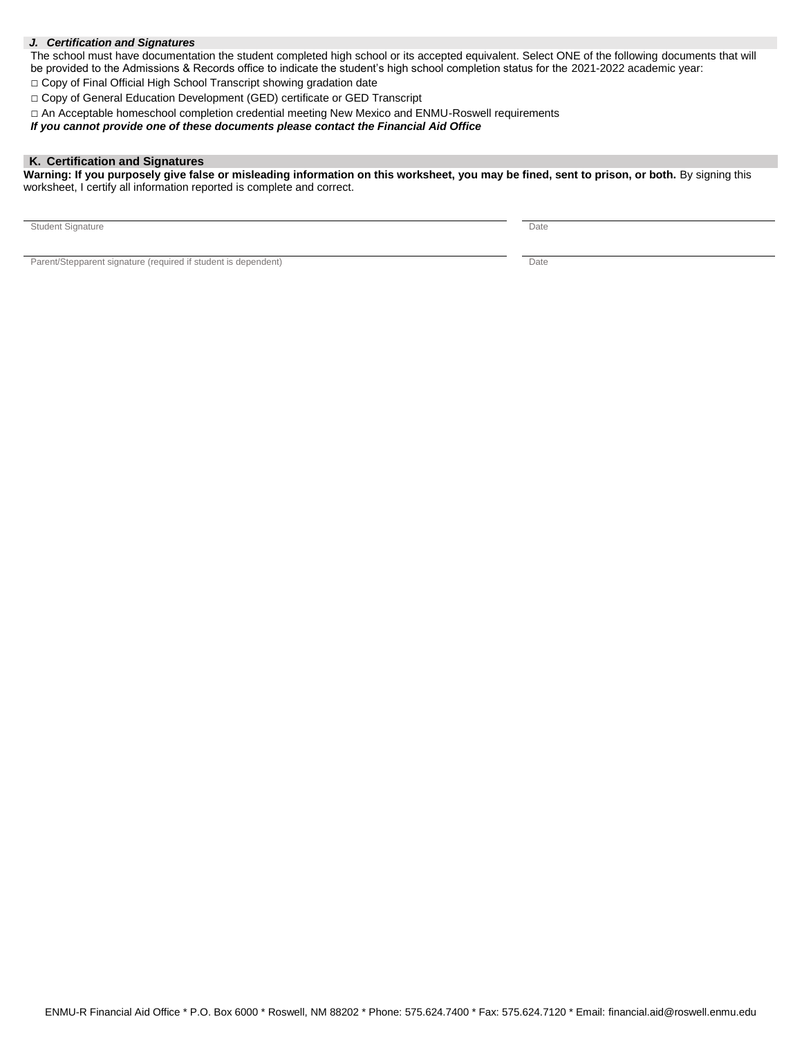### *J. Certification and Signatures*

The school must have documentation the student completed high school or its accepted equivalent. Select ONE of the following documents that will be provided to the Admissions & Records office to indicate the student's high school completion status for the 2021-2022 academic year:

□ Copy of Final Official High School Transcript showing gradation date

□ Copy of General Education Development (GED) certificate or GED Transcript

□ An Acceptable homeschool completion credential meeting New Mexico and ENMU-Roswell requirements

***If you cannot provide one of these documents please contact the Financial Aid Office***

### K. Certification and Signatures

**Warning: If you purposely give false or misleading information on this worksheet, you may be fined, sent to prison, or both.** By signing this worksheet, I certify all information reported is complete and correct.

| | |
|---|---|
| Student Signature | Date |
| Parent/Stepparent signature (required if student is dependent) | Date |

ENMU-R Financial Aid Office * P.O. Box 6000 * Roswell, NM 88202 * Phone: 575.624.7400 * Fax: 575.624.7120 * Email: financial.aid@roswell.enmu.edu